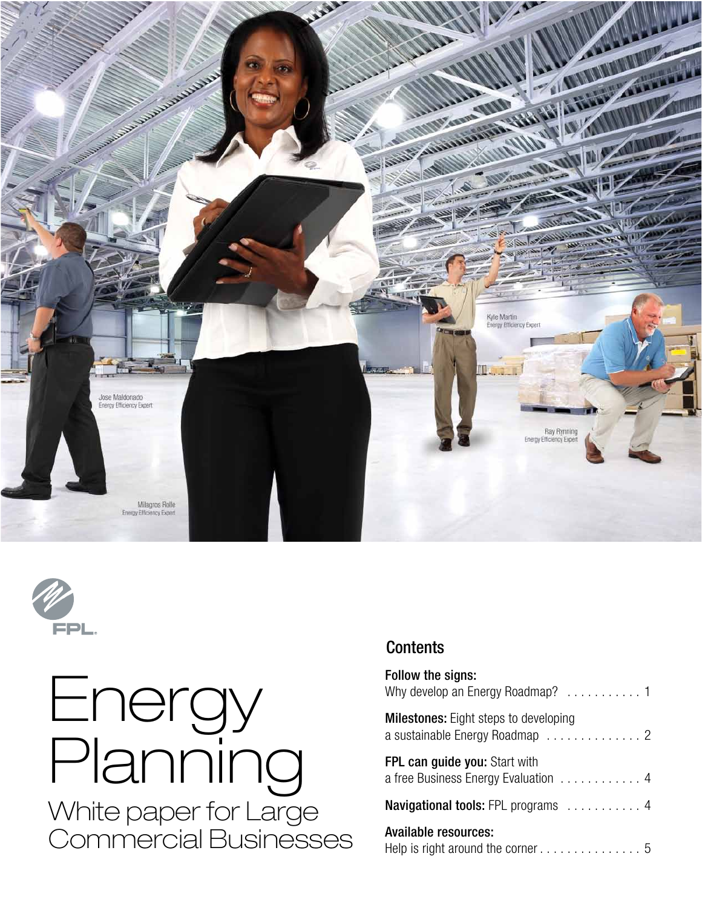FPL

# Energy Planning

## White paper for Large Commercial Businesses

### Contents

**Follow the signs:** Why develop an Energy Roadmap? . . . . . . . . . . . 1

**Milestones:** Eight steps to developing a sustainable Energy Roadmap . . . . . . . . . . . . . . 2

**FPL can guide you:** Start with a free Business Energy Evaluation . . . . . . . . . . . . 4

**Navigational tools:** FPL programs . . . . . . . . . . . 4

**Available resources:** Help is right around the corner . . . . . . . . . . . . . . . 5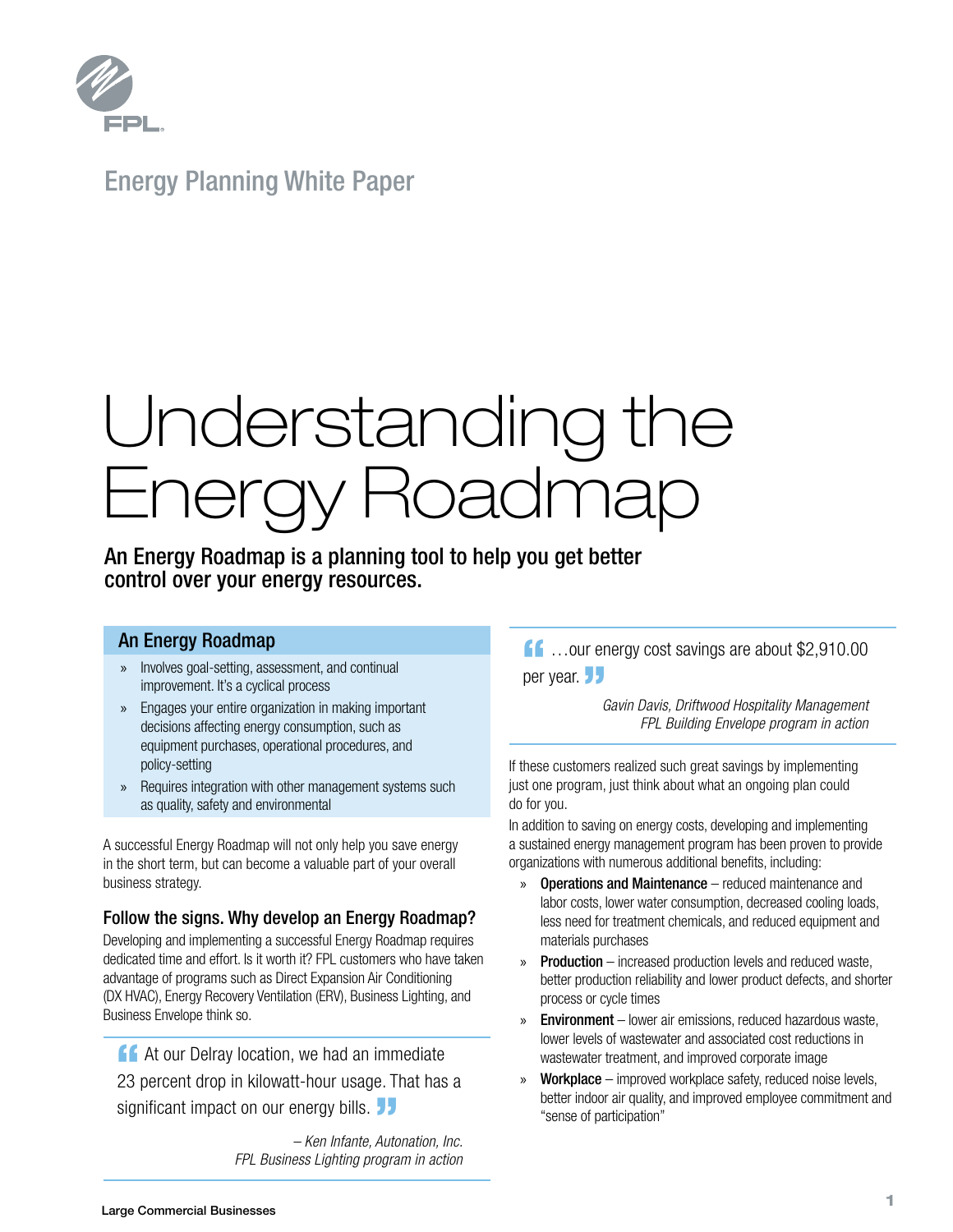Energy Planning White Paper

# Understanding the Energy Roadmap

**An Energy Roadmap is a planning tool to help you get better control over your energy resources.**

### An Energy Roadmap

- Involves goal-setting, assessment, and continual improvement. It's a cyclical process
- Engages your entire organization in making important decisions affecting energy consumption, such as equipment purchases, operational procedures, and policy-setting
- Requires integration with other management systems such as quality, safety and environmental

A successful Energy Roadmap will not only help you save energy in the short term, but can become a valuable part of your overall business strategy.

### Follow the signs. Why develop an Energy Roadmap?

Developing and implementing a successful Energy Roadmap requires dedicated time and effort. Is it worth it? FPL customers who have taken advantage of programs such as Direct Expansion Air Conditioning (DX HVAC), Energy Recovery Ventilation (ERV), Business Lighting, and Business Envelope think so.

> "At our Delray location, we had an immediate 23 percent drop in kilowatt-hour usage. That has a significant impact on our energy bills."
>
> *– Ken Infante, Autonation, Inc.*
> *FPL Business Lighting program in action*

> "…our energy cost savings are about $2,910.00 per year."
>
> *Gavin Davis, Driftwood Hospitality Management*
> *FPL Building Envelope program in action*

If these customers realized such great savings by implementing just one program, just think about what an ongoing plan could do for you.

In addition to saving on energy costs, developing and implementing a sustained energy management program has been proven to provide organizations with numerous additional benefits, including:

- **Operations and Maintenance** – reduced maintenance and labor costs, lower water consumption, decreased cooling loads, less need for treatment chemicals, and reduced equipment and materials purchases
- **Production** – increased production levels and reduced waste, better production reliability and lower product defects, and shorter process or cycle times
- **Environment** – lower air emissions, reduced hazardous waste, lower levels of wastewater and associated cost reductions in wastewater treatment, and improved corporate image
- **Workplace** – improved workplace safety, reduced noise levels, better indoor air quality, and improved employee commitment and "sense of participation"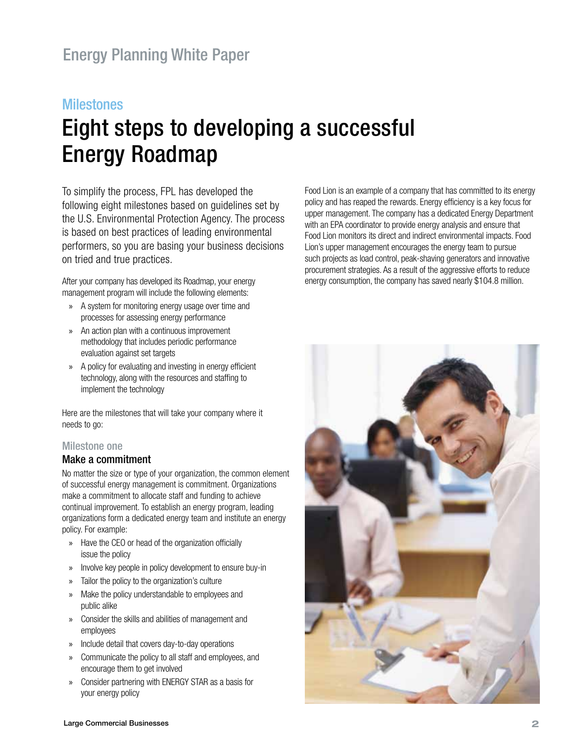## Milestones

# Eight steps to developing a successful Energy Roadmap

To simplify the process, FPL has developed the following eight milestones based on guidelines set by the U.S. Environmental Protection Agency. The process is based on best practices of leading environmental performers, so you are basing your business decisions on tried and true practices.

After your company has developed its Roadmap, your energy management program will include the following elements:

- A system for monitoring energy usage over time and processes for assessing energy performance
- An action plan with a continuous improvement methodology that includes periodic performance evaluation against set targets
- A policy for evaluating and investing in energy efficient technology, along with the resources and staffing to implement the technology

Here are the milestones that will take your company where it needs to go:

### Milestone one

### Make a commitment

No matter the size or type of your organization, the common element of successful energy management is commitment. Organizations make a commitment to allocate staff and funding to achieve continual improvement. To establish an energy program, leading organizations form a dedicated energy team and institute an energy policy. For example:

- Have the CEO or head of the organization officially issue the policy
- Involve key people in policy development to ensure buy-in
- Tailor the policy to the organization's culture
- Make the policy understandable to employees and public alike
- Consider the skills and abilities of management and employees
- Include detail that covers day-to-day operations
- Communicate the policy to all staff and employees, and encourage them to get involved
- Consider partnering with ENERGY STAR as a basis for your energy policy

Food Lion is an example of a company that has committed to its energy policy and has reaped the rewards. Energy efficiency is a key focus for upper management. The company has a dedicated Energy Department with an EPA coordinator to provide energy analysis and ensure that Food Lion monitors its direct and indirect environmental impacts. Food Lion's upper management encourages the energy team to pursue such projects as load control, peak-shaving generators and innovative procurement strategies. As a result of the aggressive efforts to reduce energy consumption, the company has saved nearly $104.8 million.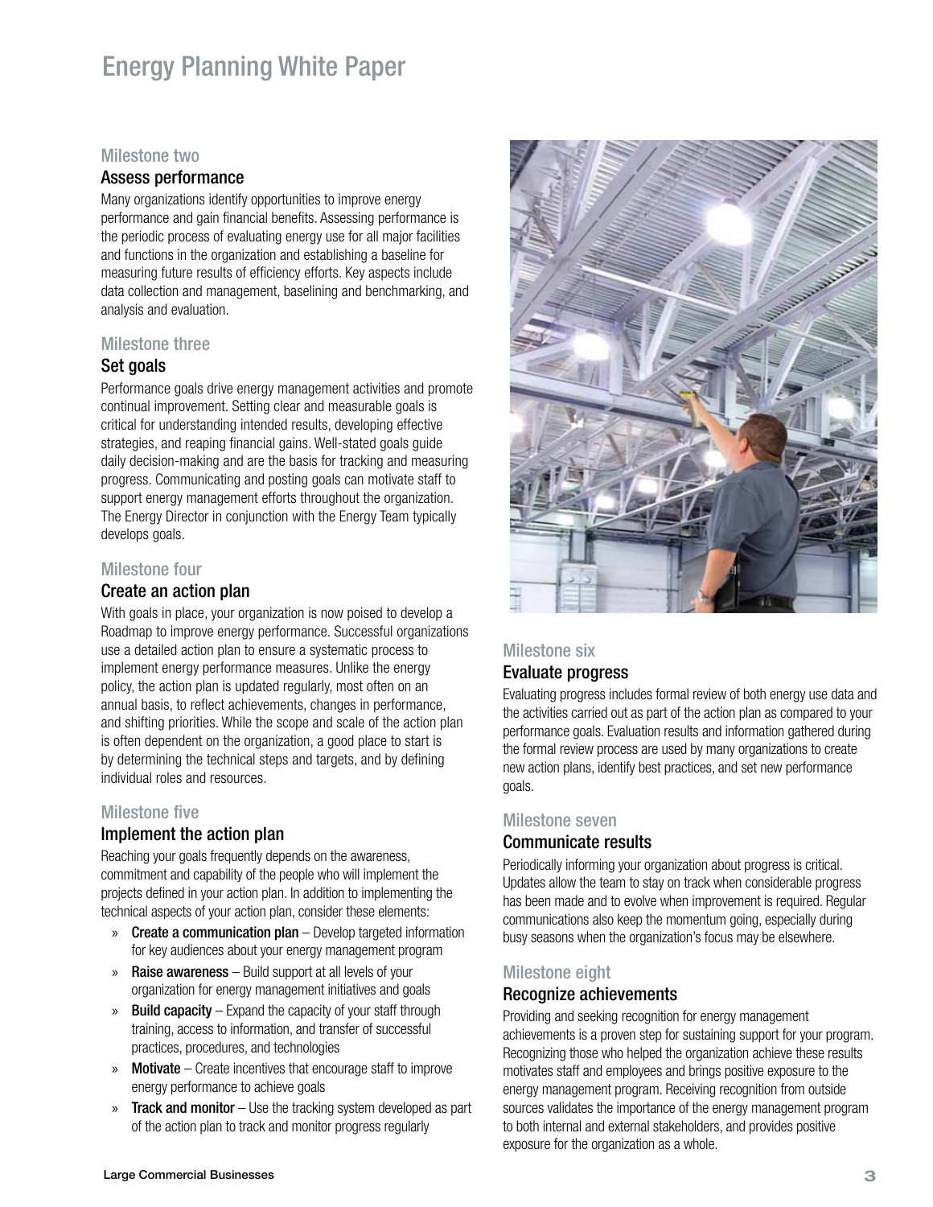### Milestone two

## Assess performance

Many organizations identify opportunities to improve energy performance and gain financial benefits. Assessing performance is the periodic process of evaluating energy use for all major facilities and functions in the organization and establishing a baseline for measuring future results of efficiency efforts. Key aspects include data collection and management, baselining and benchmarking, and analysis and evaluation.

### Milestone three

## Set goals

Performance goals drive energy management activities and promote continual improvement. Setting clear and measurable goals is critical for understanding intended results, developing effective strategies, and reaping financial gains. Well-stated goals guide daily decision-making and are the basis for tracking and measuring progress. Communicating and posting goals can motivate staff to support energy management efforts throughout the organization. The Energy Director in conjunction with the Energy Team typically develops goals.

### Milestone four

## Create an action plan

With goals in place, your organization is now poised to develop a Roadmap to improve energy performance. Successful organizations use a detailed action plan to ensure a systematic process to implement energy performance measures. Unlike the energy policy, the action plan is updated regularly, most often on an annual basis, to reflect achievements, changes in performance, and shifting priorities. While the scope and scale of the action plan is often dependent on the organization, a good place to start is by determining the technical steps and targets, and by defining individual roles and resources.

### Milestone five

## Implement the action plan

Reaching your goals frequently depends on the awareness, commitment and capability of the people who will implement the projects defined in your action plan. In addition to implementing the technical aspects of your action plan, consider these elements:

- **Create a communication plan** – Develop targeted information for key audiences about your energy management program
- **Raise awareness** – Build support at all levels of your organization for energy management initiatives and goals
- **Build capacity** – Expand the capacity of your staff through training, access to information, and transfer of successful practices, procedures, and technologies
- **Motivate** – Create incentives that encourage staff to improve energy performance to achieve goals
- **Track and monitor** – Use the tracking system developed as part of the action plan to track and monitor progress regularly

### Milestone six

## Evaluate progress

Evaluating progress includes formal review of both energy use data and the activities carried out as part of the action plan as compared to your performance goals. Evaluation results and information gathered during the formal review process are used by many organizations to create new action plans, identify best practices, and set new performance goals.

### Milestone seven

## Communicate results

Periodically informing your organization about progress is critical. Updates allow the team to stay on track when considerable progress has been made and to evolve when improvement is required. Regular communications also keep the momentum going, especially during busy seasons when the organization's focus may be elsewhere.

### Milestone eight

## Recognize achievements

Providing and seeking recognition for energy management achievements is a proven step for sustaining support for your program. Recognizing those who helped the organization achieve these results motivates staff and employees and brings positive exposure to the energy management program. Receiving recognition from outside sources validates the importance of the energy management program to both internal and external stakeholders, and provides positive exposure for the organization as a whole.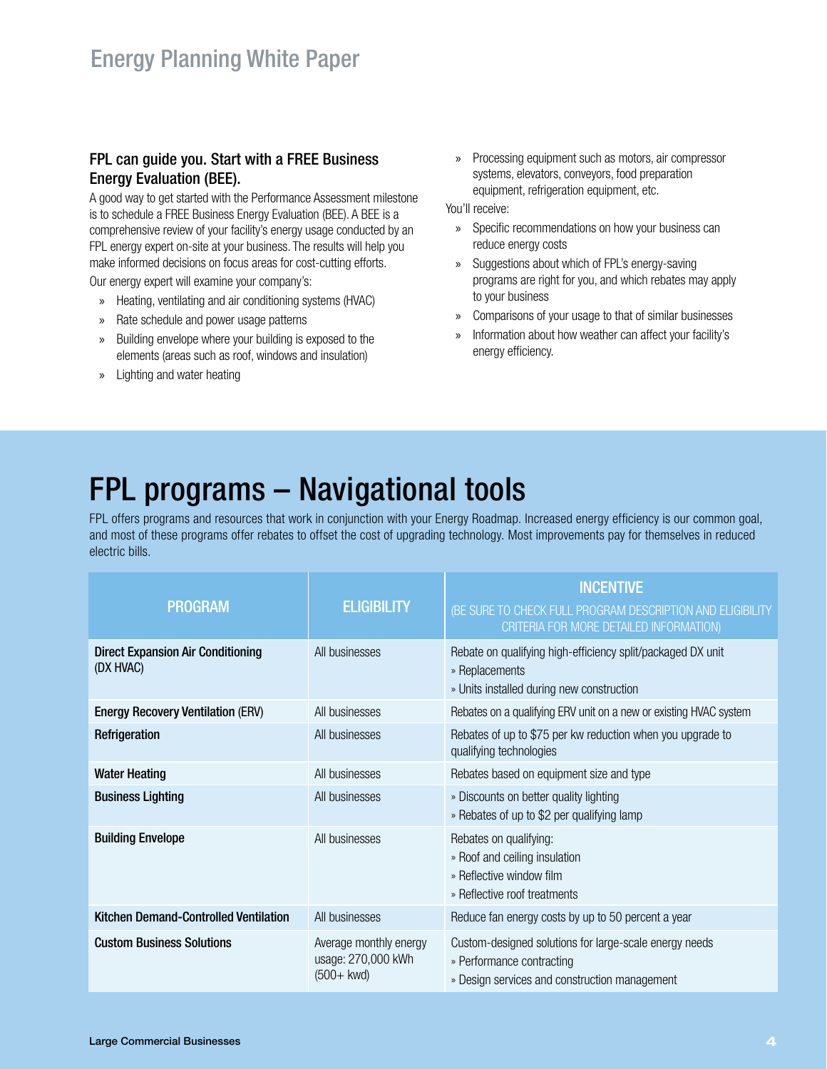### FPL can guide you. Start with a FREE Business Energy Evaluation (BEE).

A good way to get started with the Performance Assessment milestone is to schedule a FREE Business Energy Evaluation (BEE). A BEE is a comprehensive review of your facility's energy usage conducted by an FPL energy expert on-site at your business. The results will help you make informed decisions on focus areas for cost-cutting efforts.

Our energy expert will examine your company's:

- Heating, ventilating and air conditioning systems (HVAC)
- Rate schedule and power usage patterns
- Building envelope where your building is exposed to the elements (areas such as roof, windows and insulation)
- Lighting and water heating
- Processing equipment such as motors, air compressor systems, elevators, conveyors, food preparation equipment, refrigeration equipment, etc.

You'll receive:

- Specific recommendations on how your business can reduce energy costs
- Suggestions about which of FPL's energy-saving programs are right for you, and which rebates may apply to your business
- Comparisons of your usage to that of similar businesses
- Information about how weather can affect your facility's energy efficiency.

# FPL programs – Navigational tools

FPL offers programs and resources that work in conjunction with your Energy Roadmap. Increased energy efficiency is our common goal, and most of these programs offer rebates to offset the cost of upgrading technology. Most improvements pay for themselves in reduced electric bills.

| PROGRAM | ELIGIBILITY | INCENTIVE (BE SURE TO CHECK FULL PROGRAM DESCRIPTION AND ELIGIBILITY CRITERIA FOR MORE DETAILED INFORMATION) |
|---|---|---|
| **Direct Expansion Air Conditioning** (DX HVAC) | All businesses | Rebate on qualifying high-efficiency split/packaged DX unit » Replacements » Units installed during new construction |
| **Energy Recovery Ventilation** (ERV) | All businesses | Rebates on a qualifying ERV unit on a new or existing HVAC system |
| **Refrigeration** | All businesses | Rebates of up to $75 per kw reduction when you upgrade to qualifying technologies |
| **Water Heating** | All businesses | Rebates based on equipment size and type |
| **Business Lighting** | All businesses | » Discounts on better quality lighting » Rebates of up to $2 per qualifying lamp |
| **Building Envelope** | All businesses | Rebates on qualifying: » Roof and ceiling insulation » Reflective window film » Reflective roof treatments |
| **Kitchen Demand-Controlled Ventilation** | All businesses | Reduce fan energy costs by up to 50 percent a year |
| **Custom Business Solutions** | Average monthly energy usage: 270,000 kWh (500+ kwd) | Custom-designed solutions for large-scale energy needs » Performance contracting » Design services and construction management |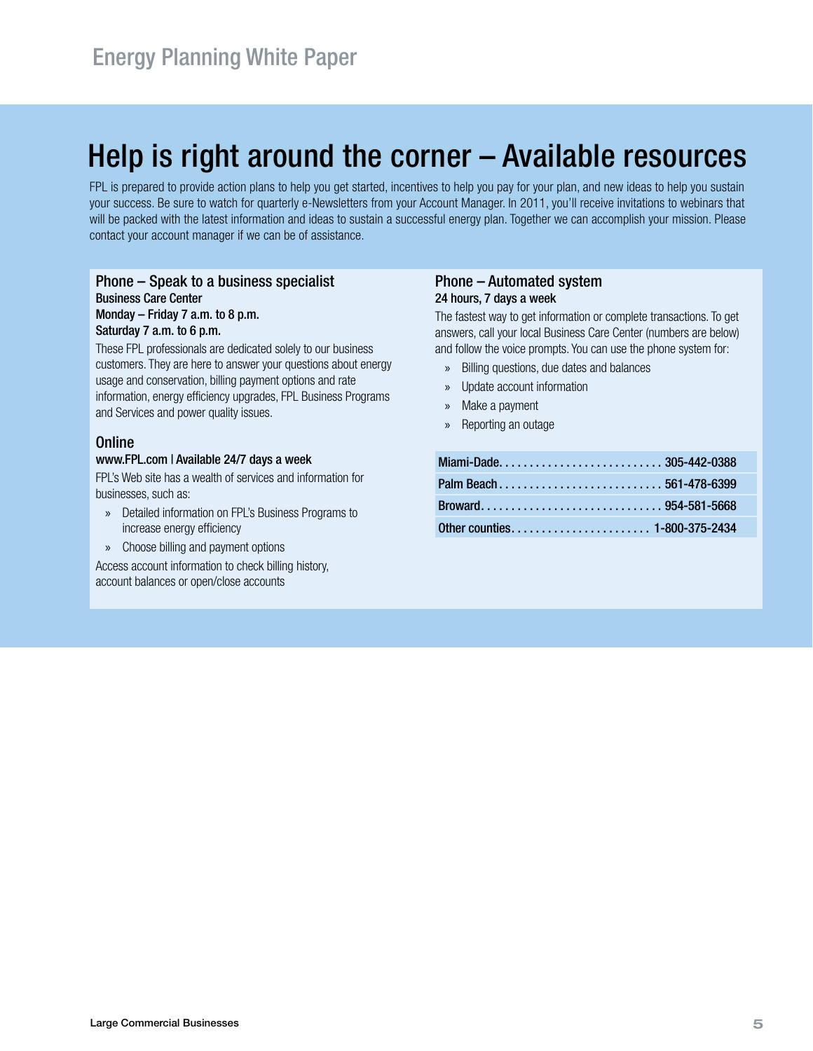# Help is right around the corner – Available resources

FPL is prepared to provide action plans to help you get started, incentives to help you pay for your plan, and new ideas to help you sustain your success. Be sure to watch for quarterly e-Newsletters from your Account Manager. In 2011, you'll receive invitations to webinars that will be packed with the latest information and ideas to sustain a successful energy plan. Together we can accomplish your mission. Please contact your account manager if we can be of assistance.

## Phone – Speak to a business specialist

**Business Care Center**
**Monday – Friday 7 a.m. to 8 p.m.**
**Saturday 7 a.m. to 6 p.m.**

These FPL professionals are dedicated solely to our business customers. They are here to answer your questions about energy usage and conservation, billing payment options and rate information, energy efficiency upgrades, FPL Business Programs and Services and power quality issues.

## Online

**www.FPL.com | Available 24/7 days a week**

FPL's Web site has a wealth of services and information for businesses, such as:

- Detailed information on FPL's Business Programs to increase energy efficiency
- Choose billing and payment options

Access account information to check billing history, account balances or open/close accounts

## Phone – Automated system

**24 hours, 7 days a week**

The fastest way to get information or complete transactions. To get answers, call your local Business Care Center (numbers are below) and follow the voice prompts. You can use the phone system for:

- Billing questions, due dates and balances
- Update account information
- Make a payment
- Reporting an outage

| | |
|---|---|
| Miami-Dade | 305-442-0388 |
| Palm Beach | 561-478-6399 |
| Broward | 954-581-5668 |
| Other counties | 1-800-375-2434 |